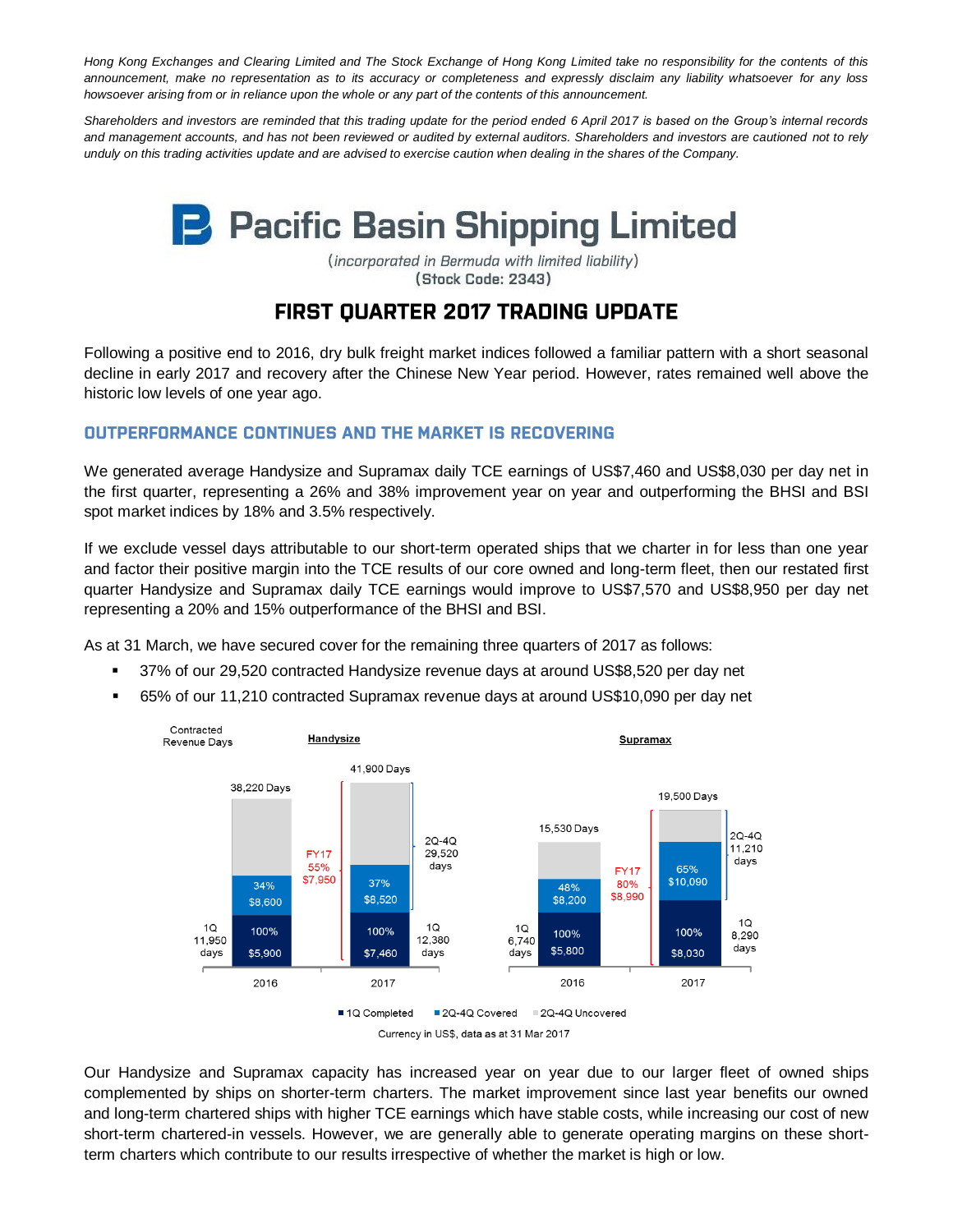*Hong Kong Exchanges and Clearing Limited and The Stock Exchange of Hong Kong Limited take no responsibility for the contents of this announcement, make no representation as to its accuracy or completeness and expressly disclaim any liability whatsoever for any loss howsoever arising from or in reliance upon the whole or any part of the contents of this announcement.*

*Shareholders and investors are reminded that this trading update for the period ended 6 April 2017 is based on the Group's internal records and management accounts, and has not been reviewed or audited by external auditors. Shareholders and investors are cautioned not to rely unduly on this trading activities update and are advised to exercise caution when dealing in the shares of the Company.*

# Pacific Basin Shipping Limited

*(incorporated in Bermuda with limited liability)*
**(Stock Code: 2343)**

## FIRST QUARTER 2017 TRADING UPDATE

Following a positive end to 2016, dry bulk freight market indices followed a familiar pattern with a short seasonal decline in early 2017 and recovery after the Chinese New Year period. However, rates remained well above the historic low levels of one year ago.

### OUTPERFORMANCE CONTINUES AND THE MARKET IS RECOVERING

We generated average Handysize and Supramax daily TCE earnings of US$7,460 and US$8,030 per day net in the first quarter, representing a 26% and 38% improvement year on year and outperforming the BHSI and BSI spot market indices by 18% and 3.5% respectively.

If we exclude vessel days attributable to our short-term operated ships that we charter in for less than one year and factor their positive margin into the TCE results of our core owned and long-term fleet, then our restated first quarter Handysize and Supramax daily TCE earnings would improve to US$7,570 and US$8,950 per day net representing a 20% and 15% outperformance of the BHSI and BSI.

As at 31 March, we have secured cover for the remaining three quarters of 2017 as follows:

- 37% of our 29,520 contracted Handysize revenue days at around US$8,520 per day net
- 65% of our 11,210 contracted Supramax revenue days at around US$10,090 per day net

Contracted Revenue Days

**Handysize**

| | 2016 | 2017 |
|---|---|---|
| Total | 38,220 Days | 41,900 Days |
| 1Q Completed | 11,950 days, 100%, $5,900 | 12,380 days, 100%, $7,460 |
| 2Q-4Q Covered | 34%, $8,600 | 37%, $8,520 (2Q-4Q 29,520 days) |
| FY17 | | 55%, $7,950 |

**Supramax**

| | 2016 | 2017 |
|---|---|---|
| Total | 15,530 Days | 19,500 Days |
| 1Q Completed | 6,740 days, 100%, $5,800 | 8,290 days, 100%, $8,030 |
| 2Q-4Q Covered | 48%, $8,200 | 65%, $10,090 (2Q-4Q 11,210 days) |
| FY17 | | 80%, $8,990 |

■ 1Q Completed ■ 2Q-4Q Covered ■ 2Q-4Q Uncovered

Currency in US$, data as at 31 Mar 2017

Our Handysize and Supramax capacity has increased year on year due to our larger fleet of owned ships complemented by ships on shorter-term charters. The market improvement since last year benefits our owned and long-term chartered ships with higher TCE earnings which have stable costs, while increasing our cost of new short-term chartered-in vessels. However, we are generally able to generate operating margins on these short-term charters which contribute to our results irrespective of whether the market is high or low.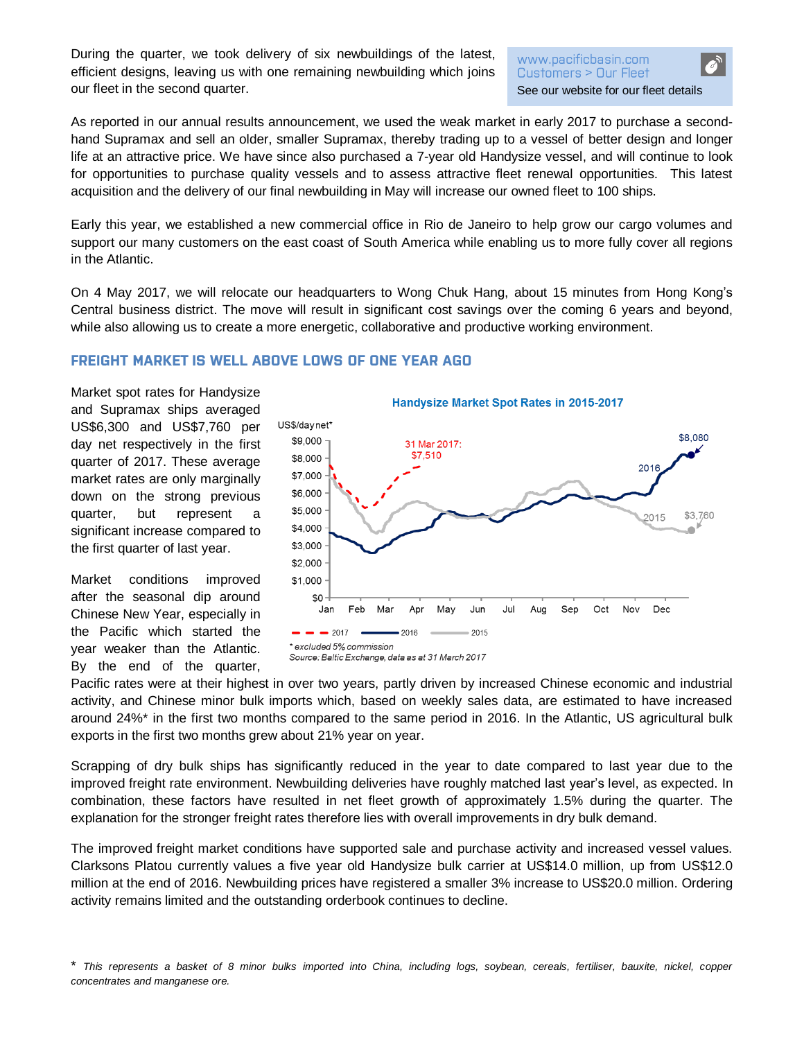During the quarter, we took delivery of six newbuildings of the latest, efficient designs, leaving us with one remaining newbuilding which joins our fleet in the second quarter.

www.pacificbasin.com
Customers > Our Fleet
See our website for our fleet details

As reported in our annual results announcement, we used the weak market in early 2017 to purchase a second-hand Supramax and sell an older, smaller Supramax, thereby trading up to a vessel of better design and longer life at an attractive price. We have since also purchased a 7-year old Handysize vessel, and will continue to look for opportunities to purchase quality vessels and to assess attractive fleet renewal opportunities. This latest acquisition and the delivery of our final newbuilding in May will increase our owned fleet to 100 ships.

Early this year, we established a new commercial office in Rio de Janeiro to help grow our cargo volumes and support our many customers on the east coast of South America while enabling us to more fully cover all regions in the Atlantic.

On 4 May 2017, we will relocate our headquarters to Wong Chuk Hang, about 15 minutes from Hong Kong's Central business district. The move will result in significant cost savings over the coming 6 years and beyond, while also allowing us to create a more energetic, collaborative and productive working environment.

## FREIGHT MARKET IS WELL ABOVE LOWS OF ONE YEAR AGO

Market spot rates for Handysize and Supramax ships averaged US$6,300 and US$7,760 per day net respectively in the first quarter of 2017. These average market rates are only marginally down on the strong previous quarter, but represent a significant increase compared to the first quarter of last year.

Market conditions improved after the seasonal dip around Chinese New Year, especially in the Pacific which started the year weaker than the Atlantic. By the end of the quarter, Pacific rates were at their highest in over two years, partly driven by increased Chinese economic and industrial activity, and Chinese minor bulk imports which, based on weekly sales data, are estimated to have increased around 24%* in the first two months compared to the same period in 2016. In the Atlantic, US agricultural bulk exports in the first two months grew about 21% year on year.

**Handysize Market Spot Rates in 2015-2017**

US$/day net*

31 Mar 2017: $7,510 — 2016: $8,080 — 2015: $3,760

2017 — 2016 — 2015

*\* excluded 5% commission*
*Source: Baltic Exchange, data as at 31 March 2017*

Scrapping of dry bulk ships has significantly reduced in the year to date compared to last year due to the improved freight rate environment. Newbuilding deliveries have roughly matched last year's level, as expected. In combination, these factors have resulted in net fleet growth of approximately 1.5% during the quarter. The explanation for the stronger freight rates therefore lies with overall improvements in dry bulk demand.

The improved freight market conditions have supported sale and purchase activity and increased vessel values. Clarksons Platou currently values a five year old Handysize bulk carrier at US$14.0 million, up from US$12.0 million at the end of 2016. Newbuilding prices have registered a smaller 3% increase to US$20.0 million. Ordering activity remains limited and the outstanding orderbook continues to decline.

\* *This represents a basket of 8 minor bulks imported into China, including logs, soybean, cereals, fertiliser, bauxite, nickel, copper concentrates and manganese ore.*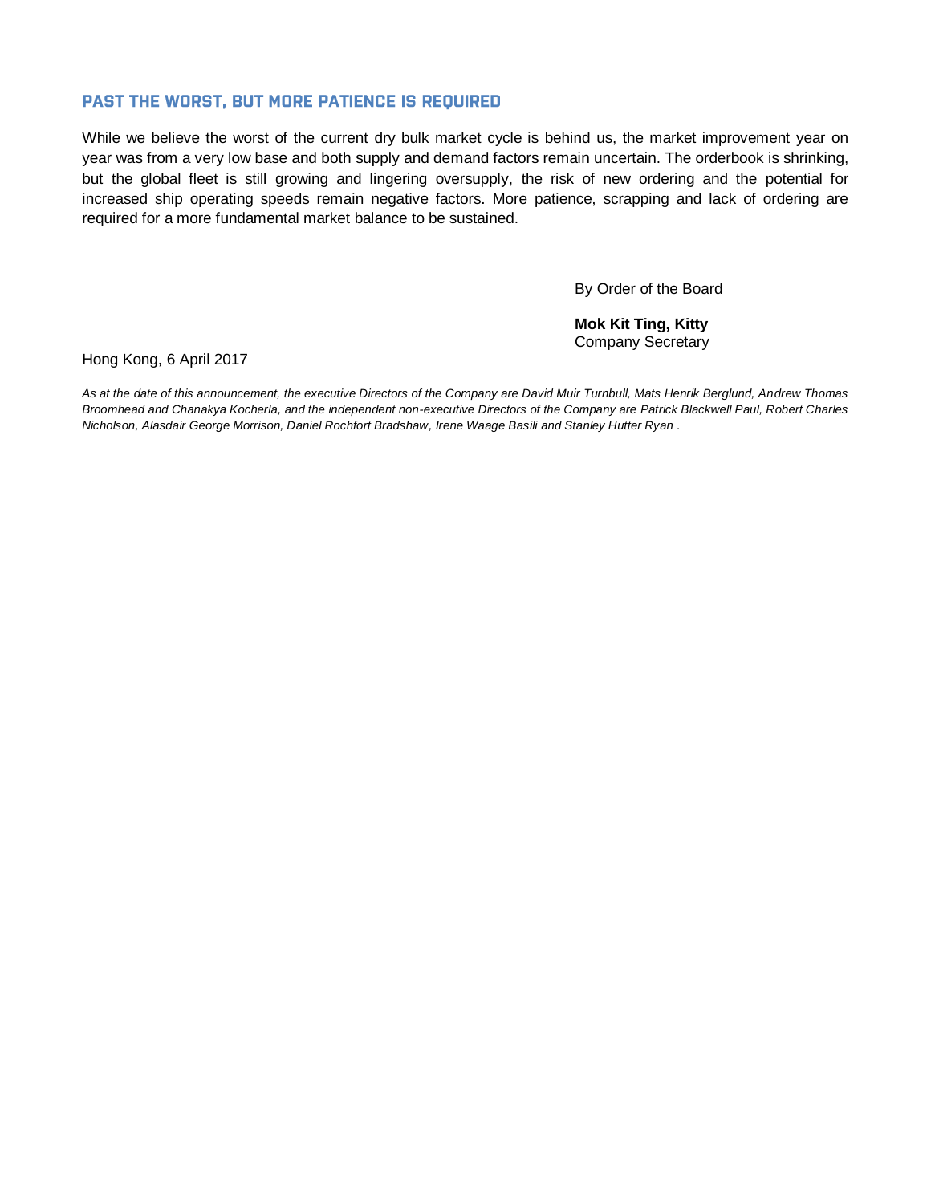## PAST THE WORST, BUT MORE PATIENCE IS REQUIRED

While we believe the worst of the current dry bulk market cycle is behind us, the market improvement year on year was from a very low base and both supply and demand factors remain uncertain. The orderbook is shrinking, but the global fleet is still growing and lingering oversupply, the risk of new ordering and the potential for increased ship operating speeds remain negative factors. More patience, scrapping and lack of ordering are required for a more fundamental market balance to be sustained.

By Order of the Board

**Mok Kit Ting, Kitty**
Company Secretary

Hong Kong, 6 April 2017

*As at the date of this announcement, the executive Directors of the Company are David Muir Turnbull, Mats Henrik Berglund, Andrew Thomas Broomhead and Chanakya Kocherla, and the independent non-executive Directors of the Company are Patrick Blackwell Paul, Robert Charles Nicholson, Alasdair George Morrison, Daniel Rochfort Bradshaw, Irene Waage Basili and Stanley Hutter Ryan .*